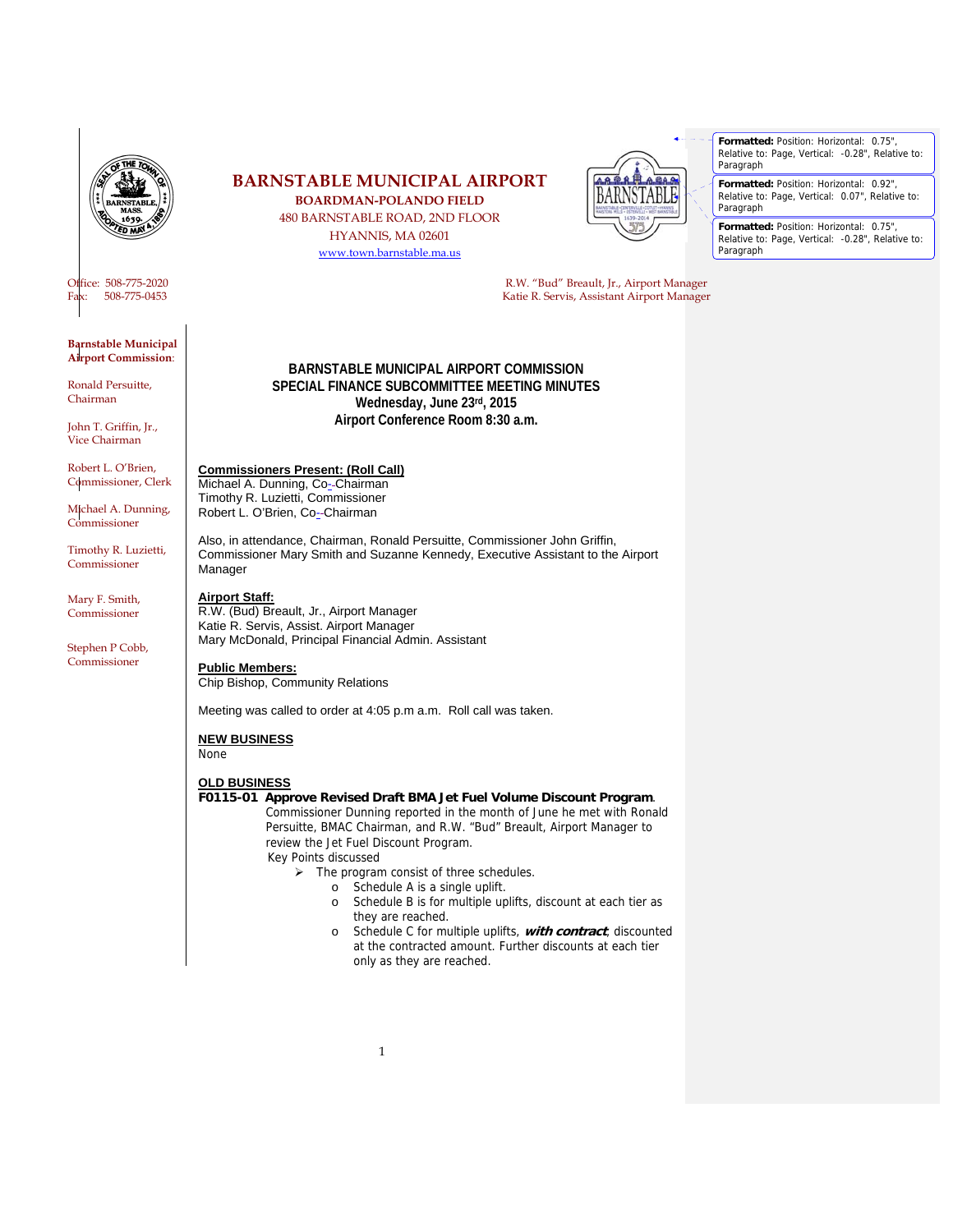# BARNSTABLE MUNICIPAL AIRPORT

**BOARDMAN-POLANDO FIELD**
480 BARNSTABLE ROAD, 2ND FLOOR
HYANNIS, MA 02601
www.town.barnstable.ma.us

Office: 508-775-2020
Fax: 508-775-0453

R.W. "Bud" Breault, Jr., Airport Manager
Katie R. Servis, Assistant Airport Manager

**Barnstable Municipal Airport Commission:**

Ronald Persuitte, Chairman

John T. Griffin, Jr., Vice Chairman

Robert L. O'Brien, Commissioner, Clerk

Michael A. Dunning, Commissioner

Timothy R. Luzietti, Commissioner

Mary F. Smith, Commissioner

Stephen P Cobb, Commissioner

## BARNSTABLE MUNICIPAL AIRPORT COMMISSION
## SPECIAL FINANCE SUBCOMMITTEE MEETING MINUTES
## Wednesday, June 23rd, 2015
## Airport Conference Room 8:30 a.m.

**Commissioners Present: (Roll Call)**
Michael A. Dunning, Co--Chairman
Timothy R. Luzietti, Commissioner
Robert L. O'Brien, Co--Chairman

Also, in attendance, Chairman, Ronald Persuitte, Commissioner John Griffin, Commissioner Mary Smith and Suzanne Kennedy, Executive Assistant to the Airport Manager

**Airport Staff:**
R.W. (Bud) Breault, Jr., Airport Manager
Katie R. Servis, Assist. Airport Manager
Mary McDonald, Principal Financial Admin. Assistant

**Public Members:**
Chip Bishop, Community Relations

Meeting was called to order at 4:05 p.m a.m. Roll call was taken.

**NEW BUSINESS**
None

**OLD BUSINESS**

**F0115-01 Approve Revised Draft BMA Jet Fuel Volume Discount Program.**
Commissioner Dunning reported in the month of June he met with Ronald Persuitte, BMAC Chairman, and R.W. "Bud" Breault, Airport Manager to review the Jet Fuel Discount Program.
Key Points discussed

- The program consist of three schedules.
  - Schedule A is a single uplift.
  - Schedule B is for multiple uplifts, discount at each tier as they are reached.
  - Schedule C for multiple uplifts, ***with contract***, discounted at the contracted amount. Further discounts at each tier only as they are reached.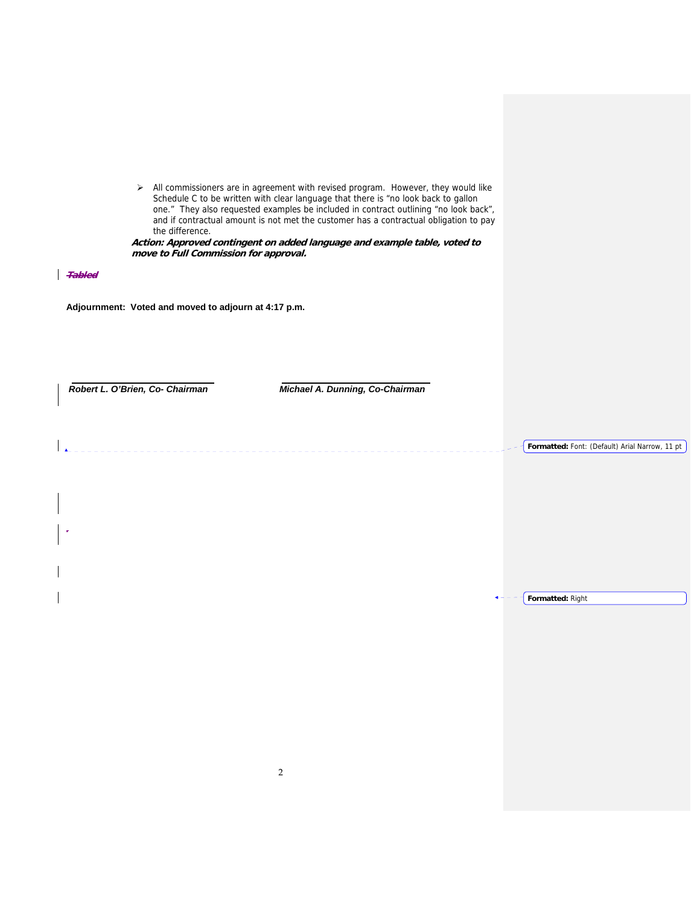- All commissioners are in agreement with revised program. However, they would like Schedule C to be written with clear language that there is "no look back to gallon one." They also requested examples be included in contract outlining "no look back", and if contractual amount is not met the customer has a contractual obligation to pay the difference.

***Action: Approved contingent on added language and example table, voted to move to Full Commission for approval.***

~~***Tabled***~~

**Adjournment: Voted and moved to adjourn at 4:17 p.m.**

***Robert L. O'Brien, Co- Chairman*** ***Michael A. Dunning, Co-Chairman***

**Formatted:** Font: (Default) Arial Narrow, 11 pt

**Formatted:** Right